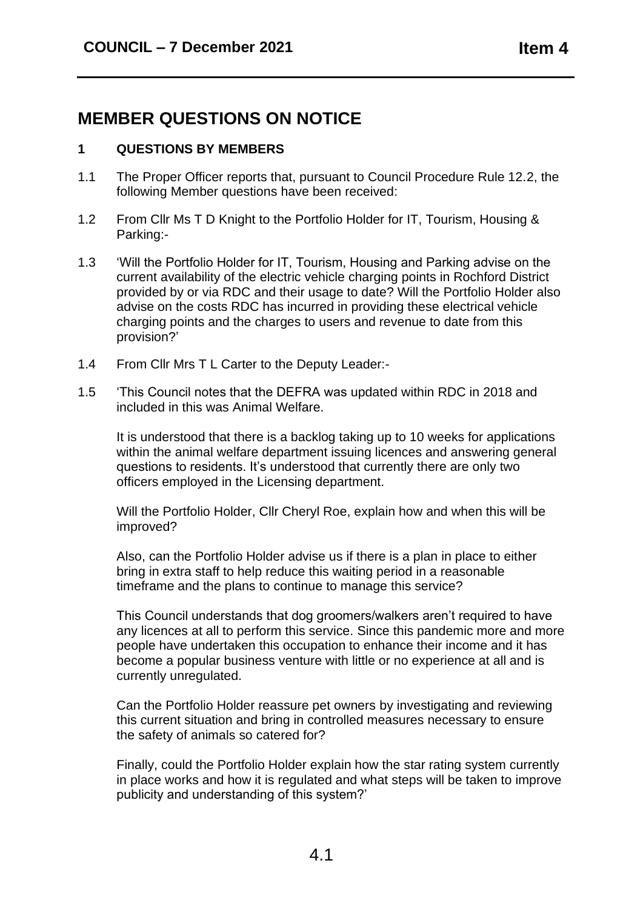# MEMBER QUESTIONS ON NOTICE

## 1 QUESTIONS BY MEMBERS

1.1 The Proper Officer reports that, pursuant to Council Procedure Rule 12.2, the following Member questions have been received:

1.2 From Cllr Ms T D Knight to the Portfolio Holder for IT, Tourism, Housing & Parking:-

1.3 'Will the Portfolio Holder for IT, Tourism, Housing and Parking advise on the current availability of the electric vehicle charging points in Rochford District provided by or via RDC and their usage to date? Will the Portfolio Holder also advise on the costs RDC has incurred in providing these electrical vehicle charging points and the charges to users and revenue to date from this provision?'

1.4 From Cllr Mrs T L Carter to the Deputy Leader:-

1.5 'This Council notes that the DEFRA was updated within RDC in 2018 and included in this was Animal Welfare.

It is understood that there is a backlog taking up to 10 weeks for applications within the animal welfare department issuing licences and answering general questions to residents. It's understood that currently there are only two officers employed in the Licensing department.

Will the Portfolio Holder, Cllr Cheryl Roe, explain how and when this will be improved?

Also, can the Portfolio Holder advise us if there is a plan in place to either bring in extra staff to help reduce this waiting period in a reasonable timeframe and the plans to continue to manage this service?

This Council understands that dog groomers/walkers aren't required to have any licences at all to perform this service. Since this pandemic more and more people have undertaken this occupation to enhance their income and it has become a popular business venture with little or no experience at all and is currently unregulated.

Can the Portfolio Holder reassure pet owners by investigating and reviewing this current situation and bring in controlled measures necessary to ensure the safety of animals so catered for?

Finally, could the Portfolio Holder explain how the star rating system currently in place works and how it is regulated and what steps will be taken to improve publicity and understanding of this system?'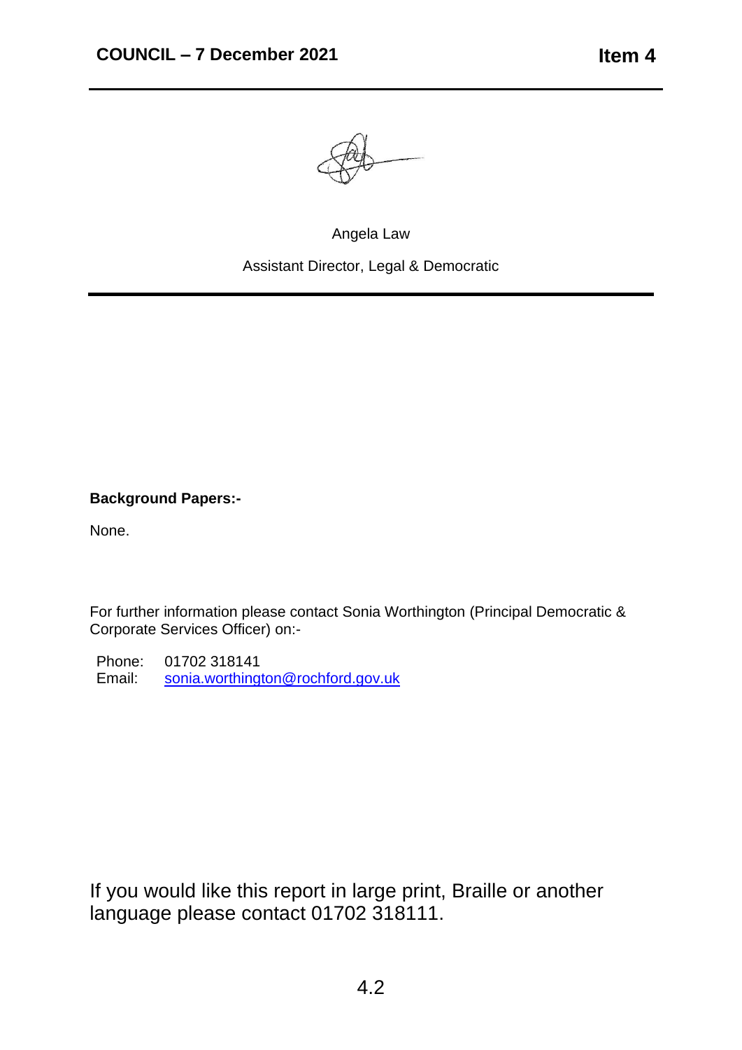Angela Law

Assistant Director, Legal & Democratic

**Background Papers:-**

None.

For further information please contact Sonia Worthington (Principal Democratic & Corporate Services Officer) on:-

Phone: 01702 318141
Email: sonia.worthington@rochford.gov.uk

If you would like this report in large print, Braille or another language please contact 01702 318111.